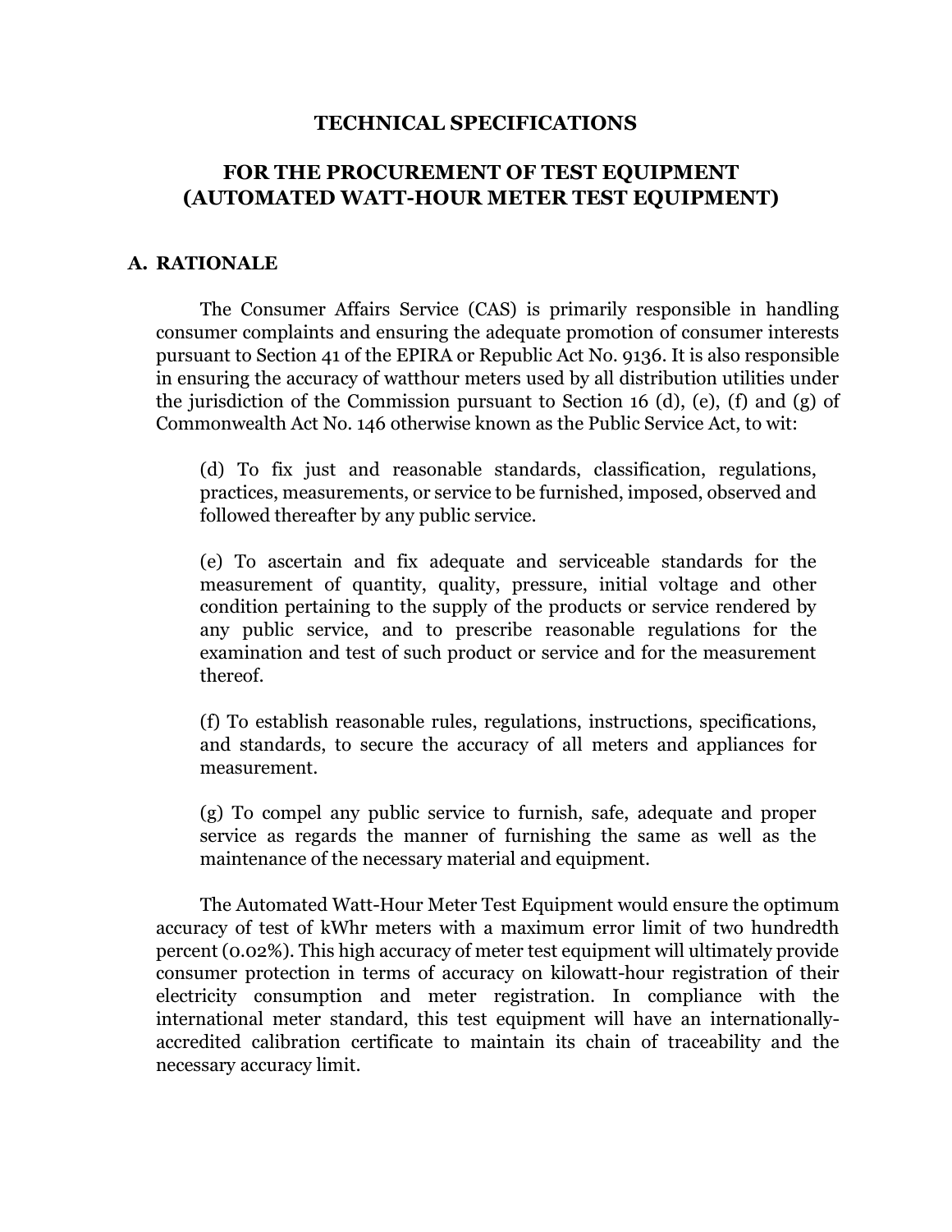# TECHNICAL SPECIFICATIONS

## FOR THE PROCUREMENT OF TEST EQUIPMENT (AUTOMATED WATT-HOUR METER TEST EQUIPMENT)

### A. RATIONALE

The Consumer Affairs Service (CAS) is primarily responsible in handling consumer complaints and ensuring the adequate promotion of consumer interests pursuant to Section 41 of the EPIRA or Republic Act No. 9136. It is also responsible in ensuring the accuracy of watthour meters used by all distribution utilities under the jurisdiction of the Commission pursuant to Section 16 (d), (e), (f) and (g) of Commonwealth Act No. 146 otherwise known as the Public Service Act, to wit:

> (d) To fix just and reasonable standards, classification, regulations, practices, measurements, or service to be furnished, imposed, observed and followed thereafter by any public service.
>
> (e) To ascertain and fix adequate and serviceable standards for the measurement of quantity, quality, pressure, initial voltage and other condition pertaining to the supply of the products or service rendered by any public service, and to prescribe reasonable regulations for the examination and test of such product or service and for the measurement thereof.
>
> (f) To establish reasonable rules, regulations, instructions, specifications, and standards, to secure the accuracy of all meters and appliances for measurement.
>
> (g) To compel any public service to furnish, safe, adequate and proper service as regards the manner of furnishing the same as well as the maintenance of the necessary material and equipment.

The Automated Watt-Hour Meter Test Equipment would ensure the optimum accuracy of test of kWhr meters with a maximum error limit of two hundredth percent (0.02%). This high accuracy of meter test equipment will ultimately provide consumer protection in terms of accuracy on kilowatt-hour registration of their electricity consumption and meter registration. In compliance with the international meter standard, this test equipment will have an internationally-accredited calibration certificate to maintain its chain of traceability and the necessary accuracy limit.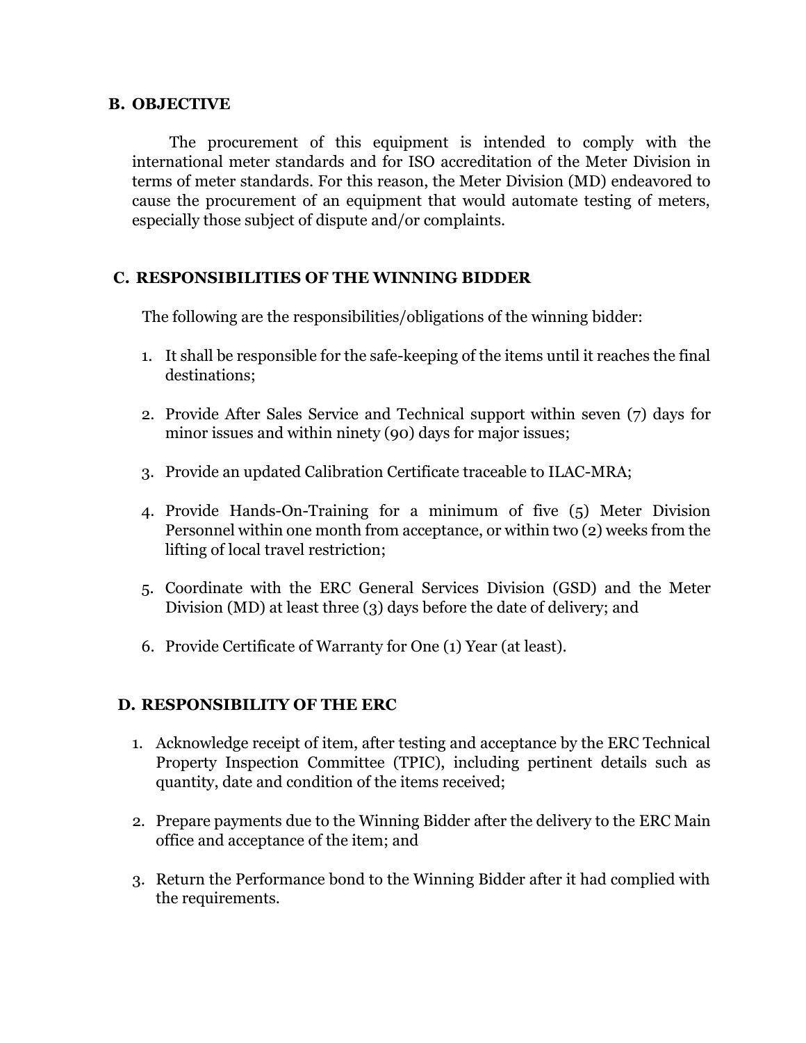## B. OBJECTIVE

The procurement of this equipment is intended to comply with the international meter standards and for ISO accreditation of the Meter Division in terms of meter standards. For this reason, the Meter Division (MD) endeavored to cause the procurement of an equipment that would automate testing of meters, especially those subject of dispute and/or complaints.

## C. RESPONSIBILITIES OF THE WINNING BIDDER

The following are the responsibilities/obligations of the winning bidder:

1. It shall be responsible for the safe-keeping of the items until it reaches the final destinations;
2. Provide After Sales Service and Technical support within seven (7) days for minor issues and within ninety (90) days for major issues;
3. Provide an updated Calibration Certificate traceable to ILAC-MRA;
4. Provide Hands-On-Training for a minimum of five (5) Meter Division Personnel within one month from acceptance, or within two (2) weeks from the lifting of local travel restriction;
5. Coordinate with the ERC General Services Division (GSD) and the Meter Division (MD) at least three (3) days before the date of delivery; and
6. Provide Certificate of Warranty for One (1) Year (at least).

## D. RESPONSIBILITY OF THE ERC

1. Acknowledge receipt of item, after testing and acceptance by the ERC Technical Property Inspection Committee (TPIC), including pertinent details such as quantity, date and condition of the items received;
2. Prepare payments due to the Winning Bidder after the delivery to the ERC Main office and acceptance of the item; and
3. Return the Performance bond to the Winning Bidder after it had complied with the requirements.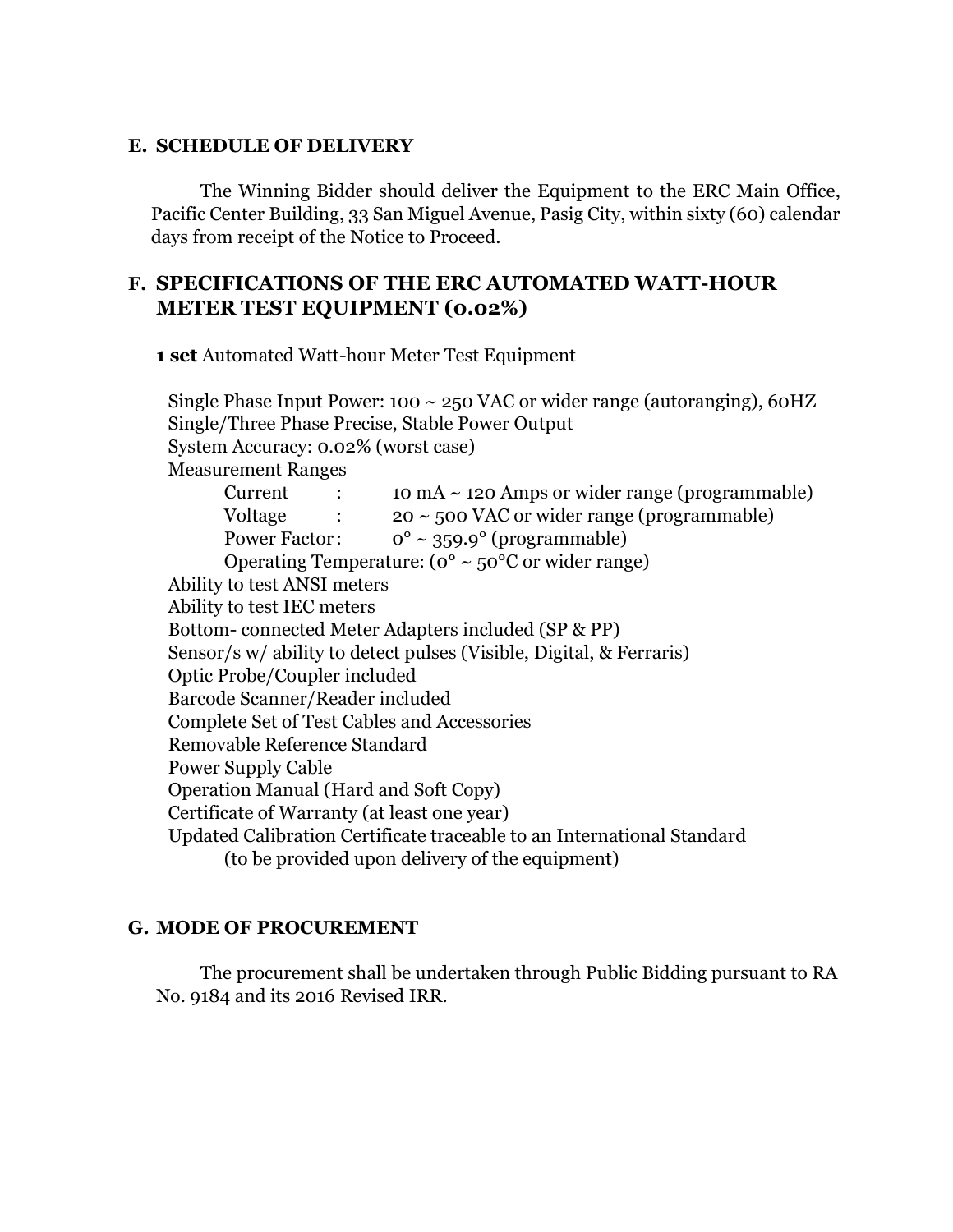## E. SCHEDULE OF DELIVERY

The Winning Bidder should deliver the Equipment to the ERC Main Office, Pacific Center Building, 33 San Miguel Avenue, Pasig City, within sixty (60) calendar days from receipt of the Notice to Proceed.

## F. SPECIFICATIONS OF THE ERC AUTOMATED WATT-HOUR METER TEST EQUIPMENT (0.02%)

**1 set** Automated Watt-hour Meter Test Equipment

Single Phase Input Power: 100 ~ 250 VAC or wider range (autoranging), 60HZ
Single/Three Phase Precise, Stable Power Output
System Accuracy: 0.02% (worst case)
Measurement Ranges

- Current : 10 mA ~ 120 Amps or wider range (programmable)
- Voltage : 20 ~ 500 VAC or wider range (programmable)
- Power Factor : 0° ~ 359.9° (programmable)
- Operating Temperature: (0° ~ 50°C or wider range)

Ability to test ANSI meters
Ability to test IEC meters
Bottom- connected Meter Adapters included (SP & PP)
Sensor/s w/ ability to detect pulses (Visible, Digital, & Ferraris)
Optic Probe/Coupler included
Barcode Scanner/Reader included
Complete Set of Test Cables and Accessories
Removable Reference Standard
Power Supply Cable
Operation Manual (Hard and Soft Copy)
Certificate of Warranty (at least one year)
Updated Calibration Certificate traceable to an International Standard
(to be provided upon delivery of the equipment)

## G. MODE OF PROCUREMENT

The procurement shall be undertaken through Public Bidding pursuant to RA No. 9184 and its 2016 Revised IRR.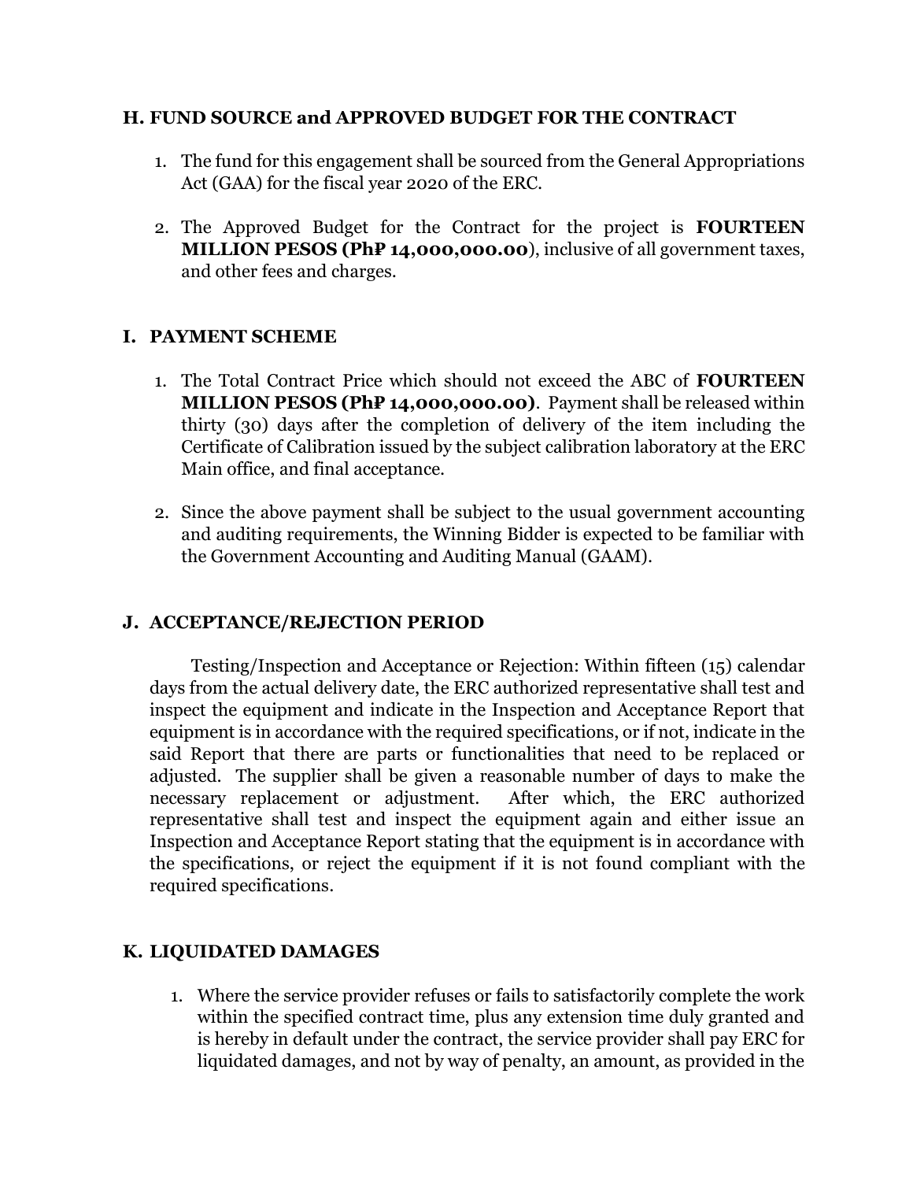## H. FUND SOURCE and APPROVED BUDGET FOR THE CONTRACT

1. The fund for this engagement shall be sourced from the General Appropriations Act (GAA) for the fiscal year 2020 of the ERC.

2. The Approved Budget for the Contract for the project is **FOURTEEN MILLION PESOS (PhP 14,000,000.00**), inclusive of all government taxes, and other fees and charges.

## I. PAYMENT SCHEME

1. The Total Contract Price which should not exceed the ABC of **FOURTEEN MILLION PESOS (PhP 14,000,000.00)**. Payment shall be released within thirty (30) days after the completion of delivery of the item including the Certificate of Calibration issued by the subject calibration laboratory at the ERC Main office, and final acceptance.

2. Since the above payment shall be subject to the usual government accounting and auditing requirements, the Winning Bidder is expected to be familiar with the Government Accounting and Auditing Manual (GAAM).

## J. ACCEPTANCE/REJECTION PERIOD

Testing/Inspection and Acceptance or Rejection: Within fifteen (15) calendar days from the actual delivery date, the ERC authorized representative shall test and inspect the equipment and indicate in the Inspection and Acceptance Report that equipment is in accordance with the required specifications, or if not, indicate in the said Report that there are parts or functionalities that need to be replaced or adjusted. The supplier shall be given a reasonable number of days to make the necessary replacement or adjustment. After which, the ERC authorized representative shall test and inspect the equipment again and either issue an Inspection and Acceptance Report stating that the equipment is in accordance with the specifications, or reject the equipment if it is not found compliant with the required specifications.

## K. LIQUIDATED DAMAGES

1. Where the service provider refuses or fails to satisfactorily complete the work within the specified contract time, plus any extension time duly granted and is hereby in default under the contract, the service provider shall pay ERC for liquidated damages, and not by way of penalty, an amount, as provided in the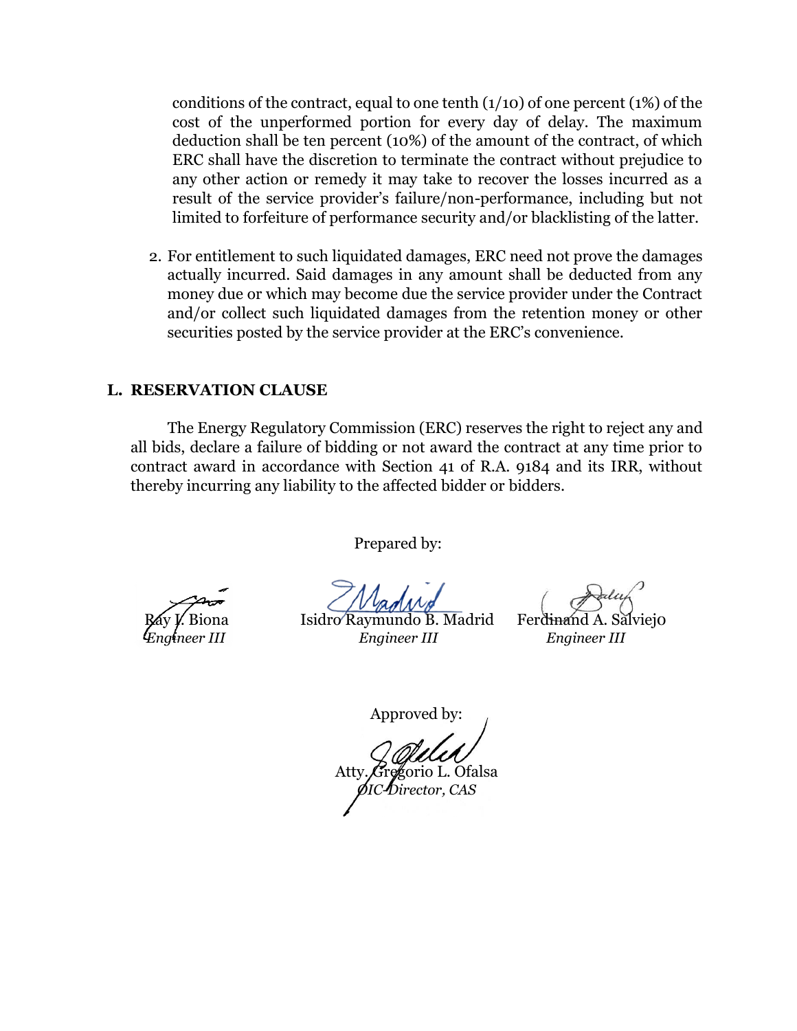conditions of the contract, equal to one tenth (1/10) of one percent (1%) of the cost of the unperformed portion for every day of delay. The maximum deduction shall be ten percent (10%) of the amount of the contract, of which ERC shall have the discretion to terminate the contract without prejudice to any other action or remedy it may take to recover the losses incurred as a result of the service provider's failure/non-performance, including but not limited to forfeiture of performance security and/or blacklisting of the latter.

2. For entitlement to such liquidated damages, ERC need not prove the damages actually incurred. Said damages in any amount shall be deducted from any money due or which may become due the service provider under the Contract and/or collect such liquidated damages from the retention money or other securities posted by the service provider at the ERC's convenience.

## L. RESERVATION CLAUSE

The Energy Regulatory Commission (ERC) reserves the right to reject any and all bids, declare a failure of bidding or not award the contract at any time prior to contract award in accordance with Section 41 of R.A. 9184 and its IRR, without thereby incurring any liability to the affected bidder or bidders.

Prepared by:

| | | |
|---|---|---|
| Ray I. Biona | Isidro Raymundo B. Madrid | Ferdinand A. Salviejo |
| *Engineer III* | *Engineer III* | *Engineer III* |

Approved by:

Atty. Gregorio L. Ofalsa
*OIC-Director, CAS*